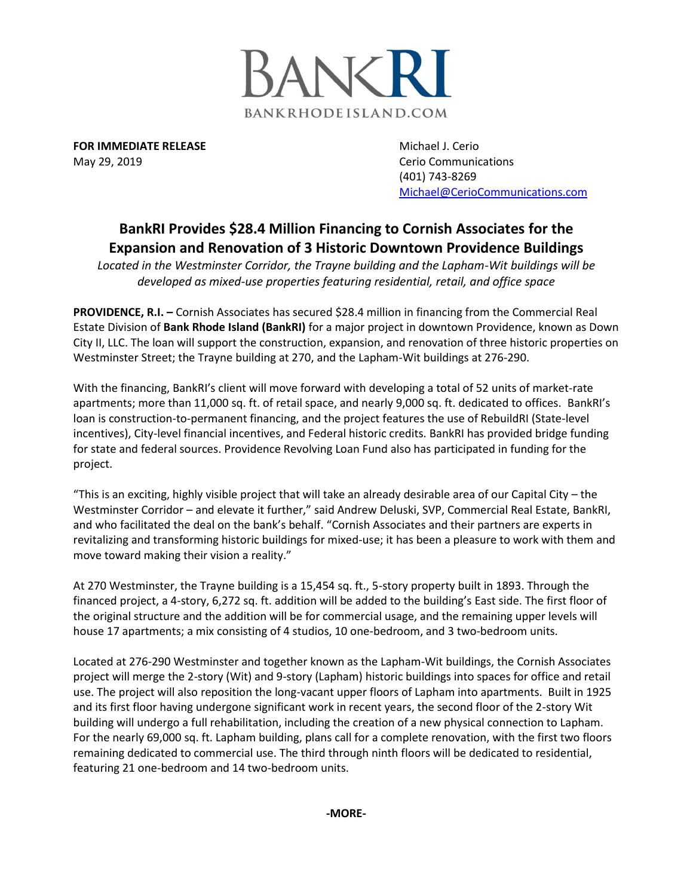BANKRI
BANKRHODEISLAND.COM

**FOR IMMEDIATE RELEASE**
May 29, 2019

Michael J. Cerio
Cerio Communications
(401) 743-8269
Michael@CerioCommunications.com

# BankRI Provides $28.4 Million Financing to Cornish Associates for the Expansion and Renovation of 3 Historic Downtown Providence Buildings

*Located in the Westminster Corridor, the Trayne building and the Lapham-Wit buildings will be developed as mixed-use properties featuring residential, retail, and office space*

**PROVIDENCE, R.I. –** Cornish Associates has secured $28.4 million in financing from the Commercial Real Estate Division of **Bank Rhode Island (BankRI)** for a major project in downtown Providence, known as Down City II, LLC. The loan will support the construction, expansion, and renovation of three historic properties on Westminster Street; the Trayne building at 270, and the Lapham-Wit buildings at 276-290.

With the financing, BankRI's client will move forward with developing a total of 52 units of market-rate apartments; more than 11,000 sq. ft. of retail space, and nearly 9,000 sq. ft. dedicated to offices. BankRI's loan is construction-to-permanent financing, and the project features the use of RebuildRI (State-level incentives), City-level financial incentives, and Federal historic credits. BankRI has provided bridge funding for state and federal sources. Providence Revolving Loan Fund also has participated in funding for the project.

"This is an exciting, highly visible project that will take an already desirable area of our Capital City – the Westminster Corridor – and elevate it further," said Andrew Deluski, SVP, Commercial Real Estate, BankRI, and who facilitated the deal on the bank's behalf. "Cornish Associates and their partners are experts in revitalizing and transforming historic buildings for mixed-use; it has been a pleasure to work with them and move toward making their vision a reality."

At 270 Westminster, the Trayne building is a 15,454 sq. ft., 5-story property built in 1893. Through the financed project, a 4-story, 6,272 sq. ft. addition will be added to the building's East side. The first floor of the original structure and the addition will be for commercial usage, and the remaining upper levels will house 17 apartments; a mix consisting of 4 studios, 10 one-bedroom, and 3 two-bedroom units.

Located at 276-290 Westminster and together known as the Lapham-Wit buildings, the Cornish Associates project will merge the 2-story (Wit) and 9-story (Lapham) historic buildings into spaces for office and retail use. The project will also reposition the long-vacant upper floors of Lapham into apartments. Built in 1925 and its first floor having undergone significant work in recent years, the second floor of the 2-story Wit building will undergo a full rehabilitation, including the creation of a new physical connection to Lapham. For the nearly 69,000 sq. ft. Lapham building, plans call for a complete renovation, with the first two floors remaining dedicated to commercial use. The third through ninth floors will be dedicated to residential, featuring 21 one-bedroom and 14 two-bedroom units.

**-MORE-**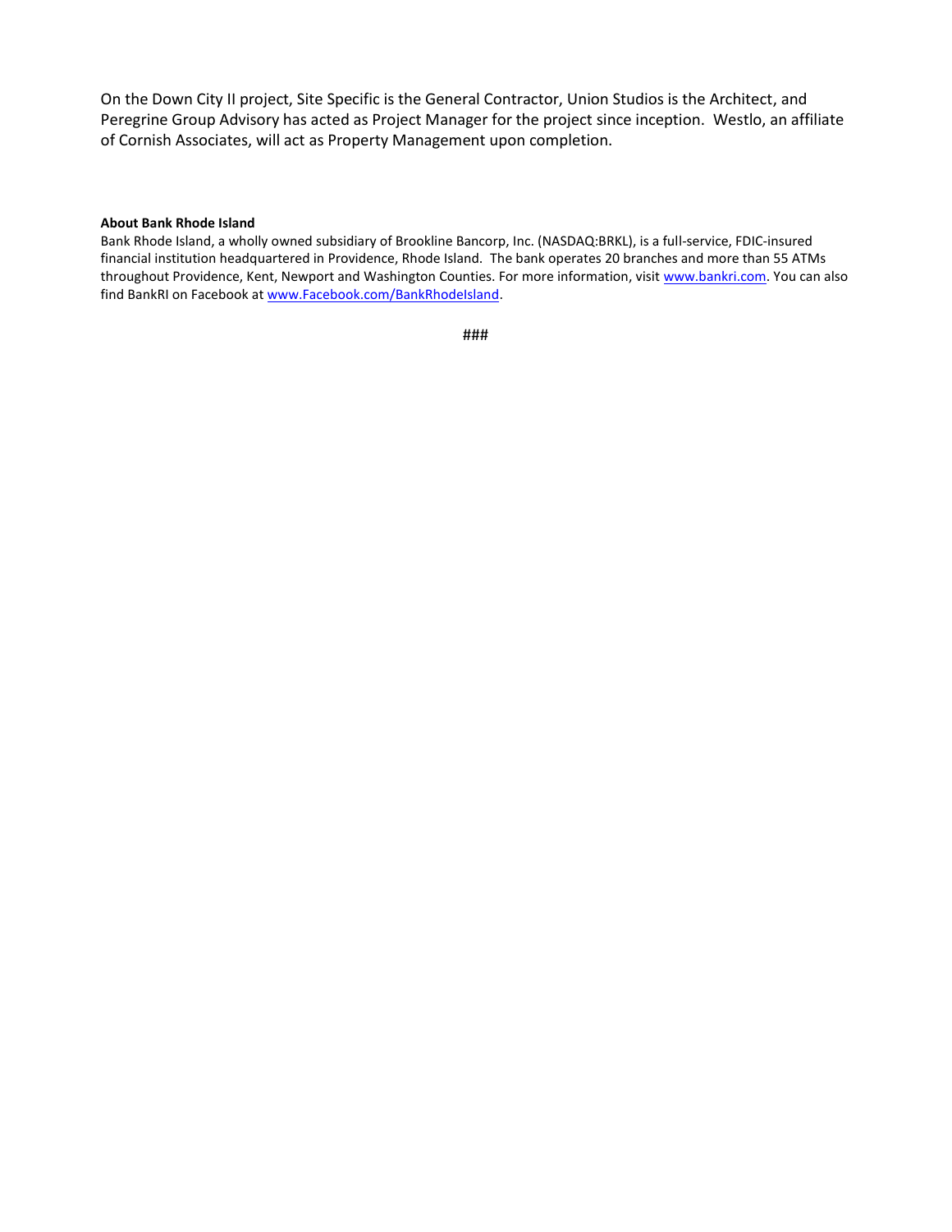On the Down City II project, Site Specific is the General Contractor, Union Studios is the Architect, and Peregrine Group Advisory has acted as Project Manager for the project since inception. Westlo, an affiliate of Cornish Associates, will act as Property Management upon completion.

**About Bank Rhode Island**

Bank Rhode Island, a wholly owned subsidiary of Brookline Bancorp, Inc. (NASDAQ:BRKL), is a full-service, FDIC-insured financial institution headquartered in Providence, Rhode Island. The bank operates 20 branches and more than 55 ATMs throughout Providence, Kent, Newport and Washington Counties. For more information, visit www.bankri.com. You can also find BankRI on Facebook at www.Facebook.com/BankRhodeIsland.

###